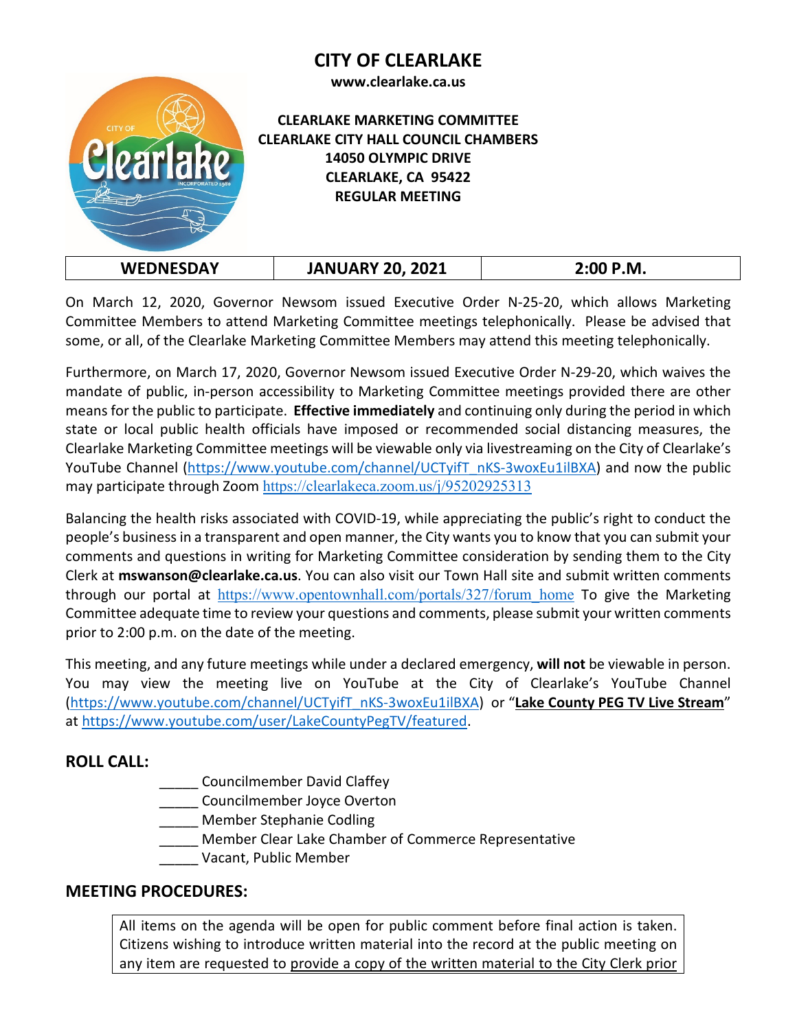# CITY OF CLEARLAKE

**www.clearlake.ca.us**

**CLEARLAKE MARKETING COMMITTEE**
**CLEARLAKE CITY HALL COUNCIL CHAMBERS**
**14050 OLYMPIC DRIVE**
**CLEARLAKE, CA 95422**
**REGULAR MEETING**

| WEDNESDAY | JANUARY 20, 2021 | 2:00 P.M. |
|---|---|---|

On March 12, 2020, Governor Newsom issued Executive Order N-25-20, which allows Marketing Committee Members to attend Marketing Committee meetings telephonically. Please be advised that some, or all, of the Clearlake Marketing Committee Members may attend this meeting telephonically.

Furthermore, on March 17, 2020, Governor Newsom issued Executive Order N-29-20, which waives the mandate of public, in-person accessibility to Marketing Committee meetings provided there are other means for the public to participate. **Effective immediately** and continuing only during the period in which state or local public health officials have imposed or recommended social distancing measures, the Clearlake Marketing Committee meetings will be viewable only via livestreaming on the City of Clearlake's YouTube Channel (https://www.youtube.com/channel/UCTyifT_nKS-3woxEu1ilBXA) and now the public may participate through Zoom https://clearlakeca.zoom.us/j/95202925313

Balancing the health risks associated with COVID-19, while appreciating the public's right to conduct the people's business in a transparent and open manner, the City wants you to know that you can submit your comments and questions in writing for Marketing Committee consideration by sending them to the City Clerk at **mswanson@clearlake.ca.us**. You can also visit our Town Hall site and submit written comments through our portal at https://www.opentownhall.com/portals/327/forum_home To give the Marketing Committee adequate time to review your questions and comments, please submit your written comments prior to 2:00 p.m. on the date of the meeting.

This meeting, and any future meetings while under a declared emergency, **will not** be viewable in person. You may view the meeting live on YouTube at the City of Clearlake's YouTube Channel (https://www.youtube.com/channel/UCTyifT_nKS-3woxEu1ilBXA) or "**Lake County PEG TV Live Stream**" at https://www.youtube.com/user/LakeCountyPegTV/featured.

## ROLL CALL:

_____ Councilmember David Claffey
_____ Councilmember Joyce Overton
_____ Member Stephanie Codling
_____ Member Clear Lake Chamber of Commerce Representative
_____ Vacant, Public Member

## MEETING PROCEDURES:

All items on the agenda will be open for public comment before final action is taken. Citizens wishing to introduce written material into the record at the public meeting on any item are requested to provide a copy of the written material to the City Clerk prior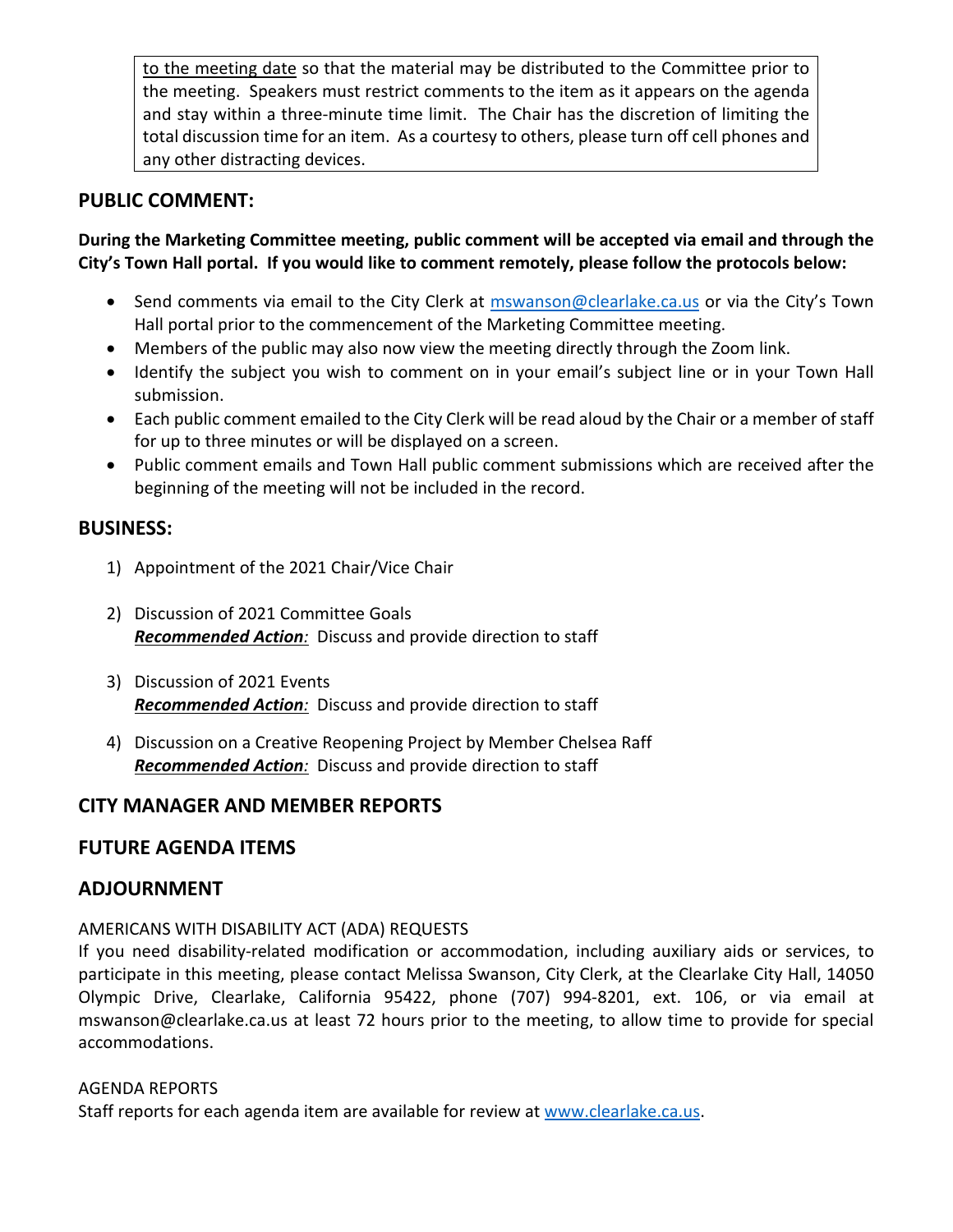to the meeting date so that the material may be distributed to the Committee prior to the meeting. Speakers must restrict comments to the item as it appears on the agenda and stay within a three-minute time limit. The Chair has the discretion of limiting the total discussion time for an item. As a courtesy to others, please turn off cell phones and any other distracting devices.

## PUBLIC COMMENT:

**During the Marketing Committee meeting, public comment will be accepted via email and through the City's Town Hall portal. If you would like to comment remotely, please follow the protocols below:**

- Send comments via email to the City Clerk at mswanson@clearlake.ca.us or via the City's Town Hall portal prior to the commencement of the Marketing Committee meeting.
- Members of the public may also now view the meeting directly through the Zoom link.
- Identify the subject you wish to comment on in your email's subject line or in your Town Hall submission.
- Each public comment emailed to the City Clerk will be read aloud by the Chair or a member of staff for up to three minutes or will be displayed on a screen.
- Public comment emails and Town Hall public comment submissions which are received after the beginning of the meeting will not be included in the record.

## BUSINESS:

1) Appointment of the 2021 Chair/Vice Chair

2) Discussion of 2021 Committee Goals
   ***Recommended Action**:* Discuss and provide direction to staff

3) Discussion of 2021 Events
   ***Recommended Action**:* Discuss and provide direction to staff

4) Discussion on a Creative Reopening Project by Member Chelsea Raff
   ***Recommended Action**:* Discuss and provide direction to staff

## CITY MANAGER AND MEMBER REPORTS

## FUTURE AGENDA ITEMS

## ADJOURNMENT

AMERICANS WITH DISABILITY ACT (ADA) REQUESTS

If you need disability-related modification or accommodation, including auxiliary aids or services, to participate in this meeting, please contact Melissa Swanson, City Clerk, at the Clearlake City Hall, 14050 Olympic Drive, Clearlake, California 95422, phone (707) 994-8201, ext. 106, or via email at mswanson@clearlake.ca.us at least 72 hours prior to the meeting, to allow time to provide for special accommodations.

AGENDA REPORTS

Staff reports for each agenda item are available for review at www.clearlake.ca.us.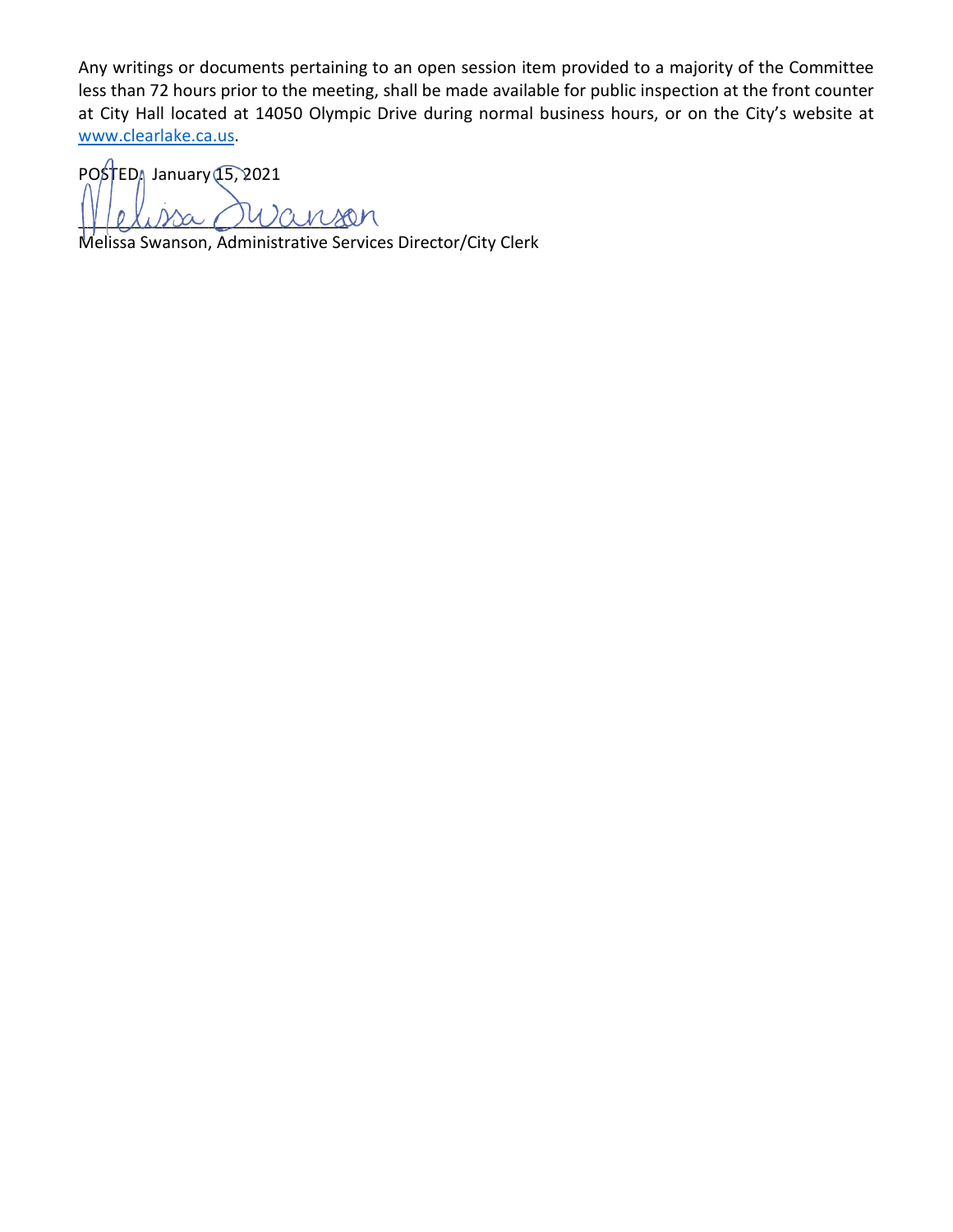Any writings or documents pertaining to an open session item provided to a majority of the Committee less than 72 hours prior to the meeting, shall be made available for public inspection at the front counter at City Hall located at 14050 Olympic Drive during normal business hours, or on the City's website at www.clearlake.ca.us.

POSTED: January 15, 2021

Melissa Swanson, Administrative Services Director/City Clerk